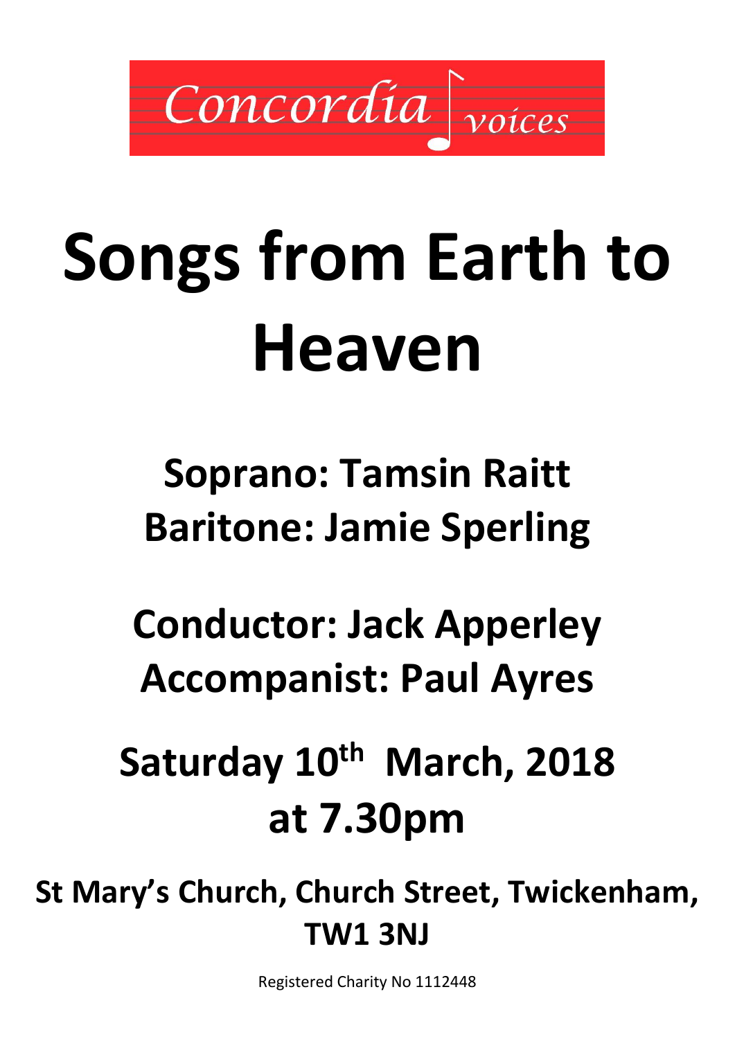Concordia voices

# Songs from Earth to Heaven

## Soprano: Tamsin Raitt
## Baritone: Jamie Sperling

## Conductor: Jack Apperley
## Accompanist: Paul Ayres

## Saturday 10th March, 2018 at 7.30pm

## St Mary's Church, Church Street, Twickenham, TW1 3NJ

Registered Charity No 1112448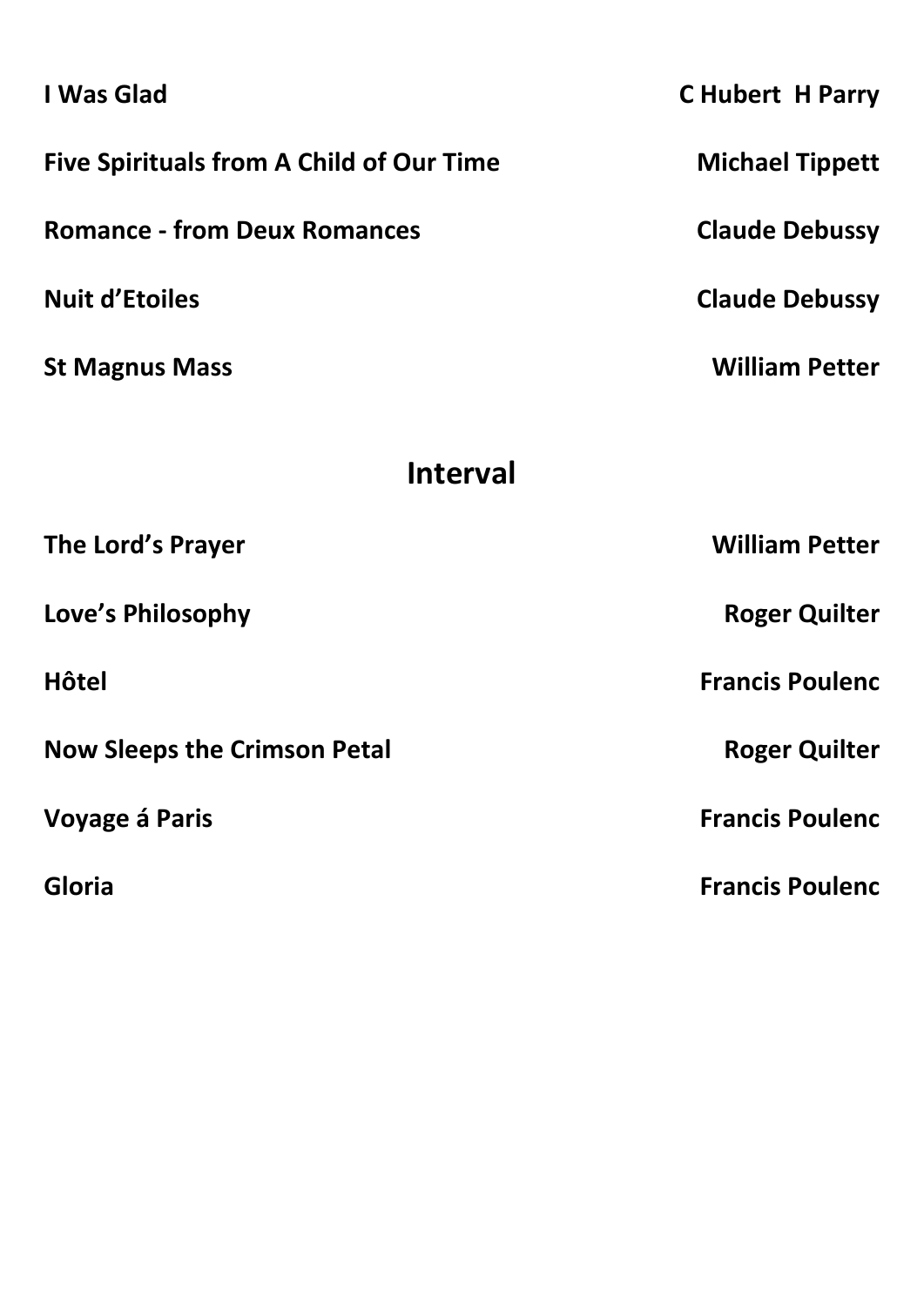| | |
|---|---|
| **I Was Glad** | **C Hubert H Parry** |
| **Five Spirituals from A Child of Our Time** | **Michael Tippett** |
| **Romance - from Deux Romances** | **Claude Debussy** |
| **Nuit d'Etoiles** | **Claude Debussy** |
| **St Magnus Mass** | **William Petter** |

## Interval

| | |
|---|---|
| **The Lord's Prayer** | **William Petter** |
| **Love's Philosophy** | **Roger Quilter** |
| **Hôtel** | **Francis Poulenc** |
| **Now Sleeps the Crimson Petal** | **Roger Quilter** |
| **Voyage á Paris** | **Francis Poulenc** |
| **Gloria** | **Francis Poulenc** |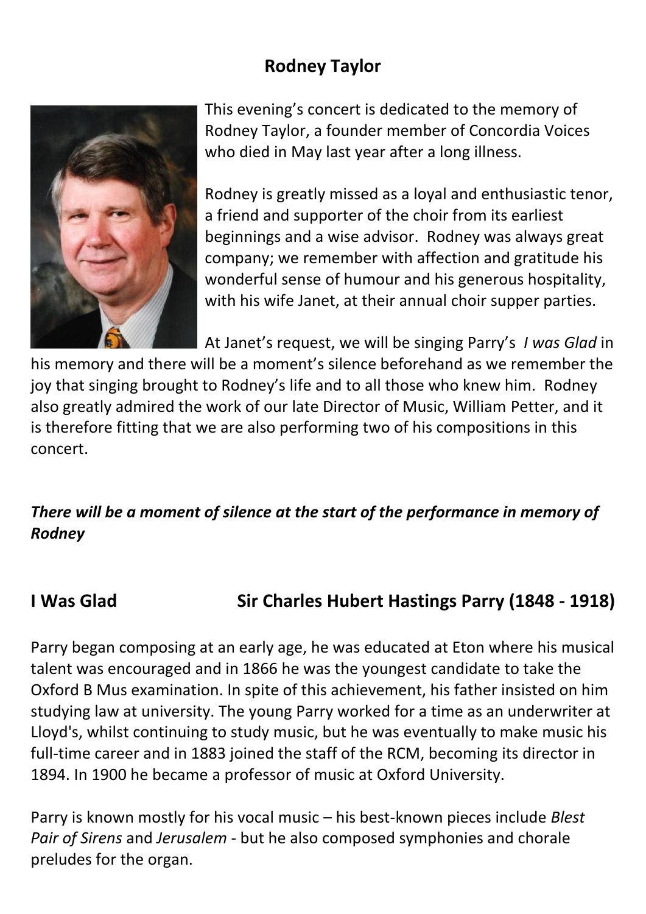## Rodney Taylor

This evening's concert is dedicated to the memory of Rodney Taylor, a founder member of Concordia Voices who died in May last year after a long illness.

Rodney is greatly missed as a loyal and enthusiastic tenor, a friend and supporter of the choir from its earliest beginnings and a wise advisor. Rodney was always great company; we remember with affection and gratitude his wonderful sense of humour and his generous hospitality, with his wife Janet, at their annual choir supper parties.

At Janet's request, we will be singing Parry's *I was Glad* in his memory and there will be a moment's silence beforehand as we remember the joy that singing brought to Rodney's life and to all those who knew him. Rodney also greatly admired the work of our late Director of Music, William Petter, and it is therefore fitting that we are also performing two of his compositions in this concert.

***There will be a moment of silence at the start of the performance in memory of Rodney***

## I Was Glad — Sir Charles Hubert Hastings Parry (1848 - 1918)

Parry began composing at an early age, he was educated at Eton where his musical talent was encouraged and in 1866 he was the youngest candidate to take the Oxford B Mus examination. In spite of this achievement, his father insisted on him studying law at university. The young Parry worked for a time as an underwriter at Lloyd's, whilst continuing to study music, but he was eventually to make music his full-time career and in 1883 joined the staff of the RCM, becoming its director in 1894. In 1900 he became a professor of music at Oxford University.

Parry is known mostly for his vocal music – his best-known pieces include *Blest Pair of Sirens* and *Jerusalem* - but he also composed symphonies and chorale preludes for the organ.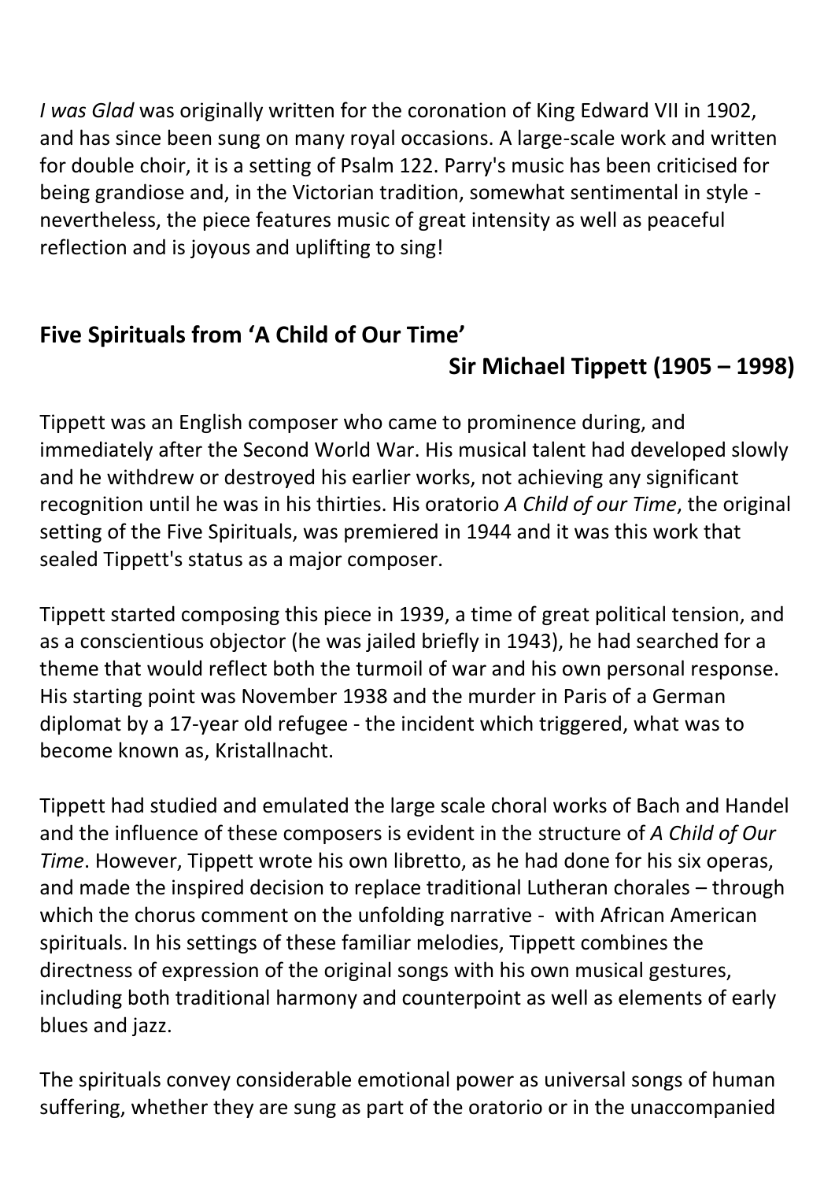*I was Glad* was originally written for the coronation of King Edward VII in 1902, and has since been sung on many royal occasions. A large-scale work and written for double choir, it is a setting of Psalm 122. Parry's music has been criticised for being grandiose and, in the Victorian tradition, somewhat sentimental in style - nevertheless, the piece features music of great intensity as well as peaceful reflection and is joyous and uplifting to sing!

## Five Spirituals from 'A Child of Our Time'

**Sir Michael Tippett (1905 – 1998)**

Tippett was an English composer who came to prominence during, and immediately after the Second World War. His musical talent had developed slowly and he withdrew or destroyed his earlier works, not achieving any significant recognition until he was in his thirties. His oratorio *A Child of our Time*, the original setting of the Five Spirituals, was premiered in 1944 and it was this work that sealed Tippett's status as a major composer.

Tippett started composing this piece in 1939, a time of great political tension, and as a conscientious objector (he was jailed briefly in 1943), he had searched for a theme that would reflect both the turmoil of war and his own personal response. His starting point was November 1938 and the murder in Paris of a German diplomat by a 17-year old refugee - the incident which triggered, what was to become known as, Kristallnacht.

Tippett had studied and emulated the large scale choral works of Bach and Handel and the influence of these composers is evident in the structure of *A Child of Our Time*. However, Tippett wrote his own libretto, as he had done for his six operas, and made the inspired decision to replace traditional Lutheran chorales – through which the chorus comment on the unfolding narrative - with African American spirituals. In his settings of these familiar melodies, Tippett combines the directness of expression of the original songs with his own musical gestures, including both traditional harmony and counterpoint as well as elements of early blues and jazz.

The spirituals convey considerable emotional power as universal songs of human suffering, whether they are sung as part of the oratorio or in the unaccompanied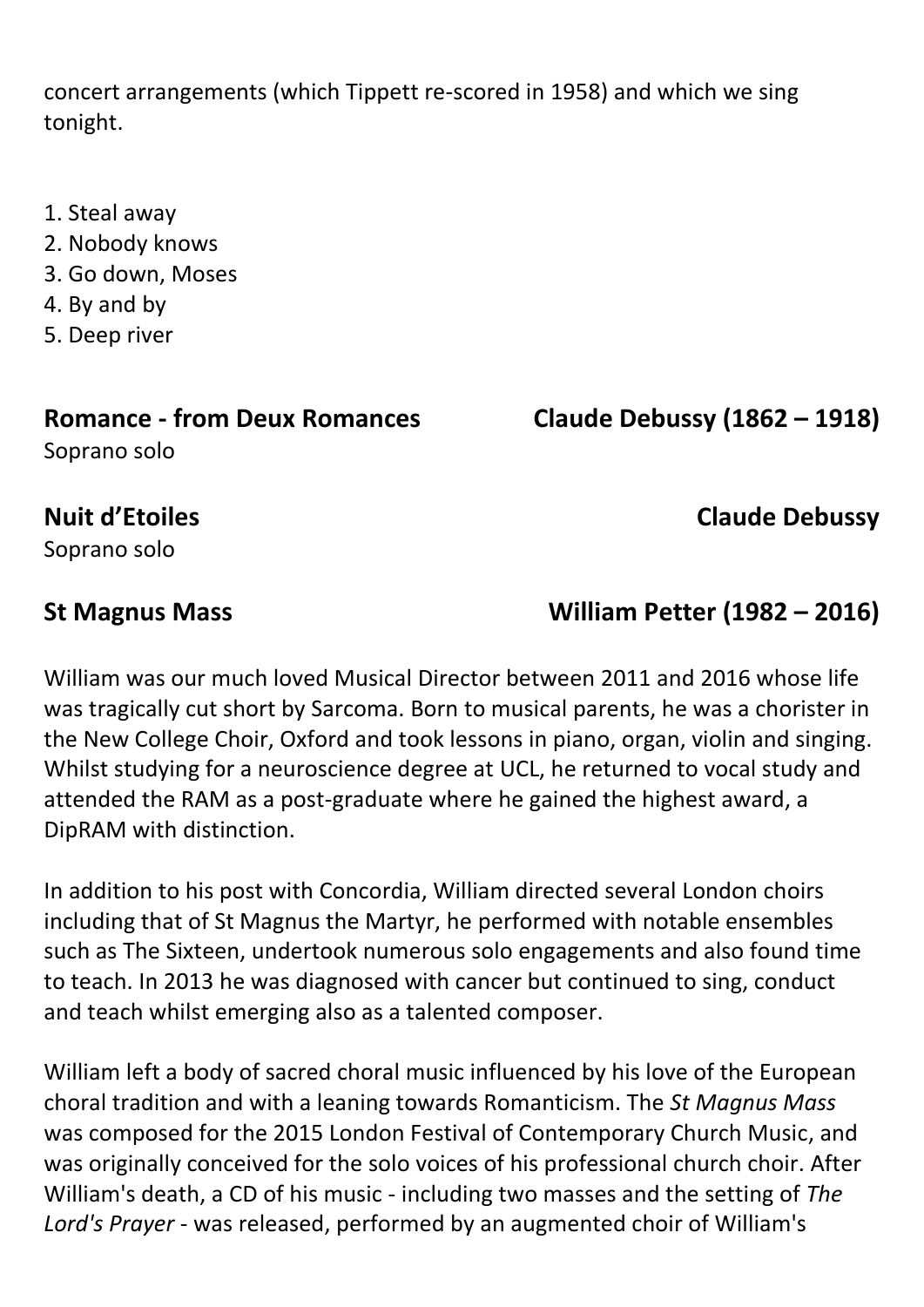concert arrangements (which Tippett re-scored in 1958) and which we sing tonight.

1. Steal away
2. Nobody knows
3. Go down, Moses
4. By and by
5. Deep river

**Romance - from Deux Romances** **Claude Debussy (1862 – 1918)**
Soprano solo

**Nuit d'Etoiles** **Claude Debussy**
Soprano solo

**St Magnus Mass** **William Petter (1982 – 2016)**

William was our much loved Musical Director between 2011 and 2016 whose life was tragically cut short by Sarcoma. Born to musical parents, he was a chorister in the New College Choir, Oxford and took lessons in piano, organ, violin and singing. Whilst studying for a neuroscience degree at UCL, he returned to vocal study and attended the RAM as a post-graduate where he gained the highest award, a DipRAM with distinction.

In addition to his post with Concordia, William directed several London choirs including that of St Magnus the Martyr, he performed with notable ensembles such as The Sixteen, undertook numerous solo engagements and also found time to teach. In 2013 he was diagnosed with cancer but continued to sing, conduct and teach whilst emerging also as a talented composer.

William left a body of sacred choral music influenced by his love of the European choral tradition and with a leaning towards Romanticism. The *St Magnus Mass* was composed for the 2015 London Festival of Contemporary Church Music, and was originally conceived for the solo voices of his professional church choir. After William's death, a CD of his music - including two masses and the setting of *The Lord's Prayer* - was released, performed by an augmented choir of William's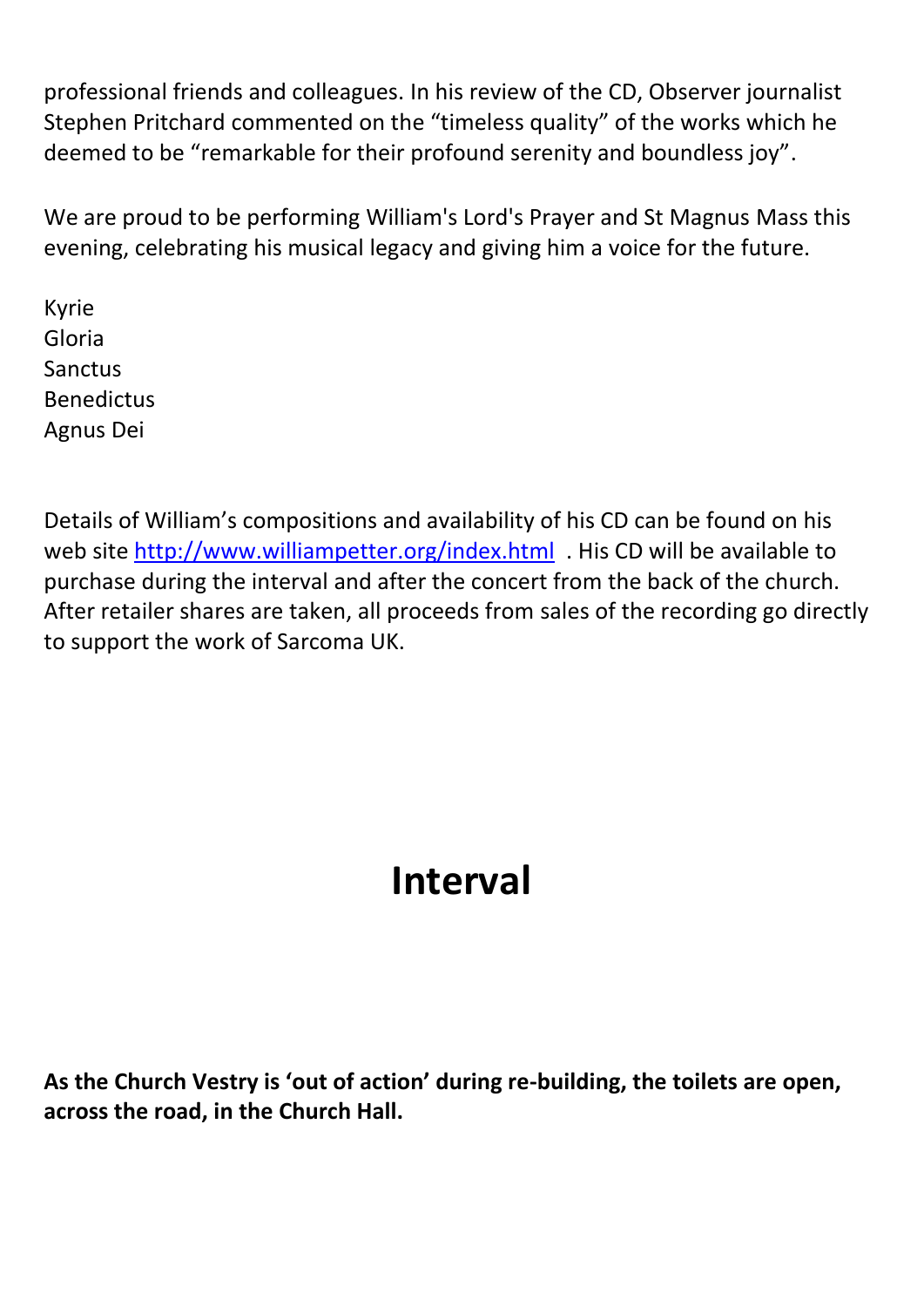professional friends and colleagues. In his review of the CD, Observer journalist Stephen Pritchard commented on the “timeless quality” of the works which he deemed to be “remarkable for their profound serenity and boundless joy”.

We are proud to be performing William's Lord's Prayer and St Magnus Mass this evening, celebrating his musical legacy and giving him a voice for the future.

Kyrie
Gloria
Sanctus
Benedictus
Agnus Dei

Details of William’s compositions and availability of his CD can be found on his web site [http://www.williampetter.org/index.html](http://www.williampetter.org/index.html) . His CD will be available to purchase during the interval and after the concert from the back of the church. After retailer shares are taken, all proceeds from sales of the recording go directly to support the work of Sarcoma UK.

# Interval

**As the Church Vestry is ‘out of action’ during re-building, the toilets are open, across the road, in the Church Hall.**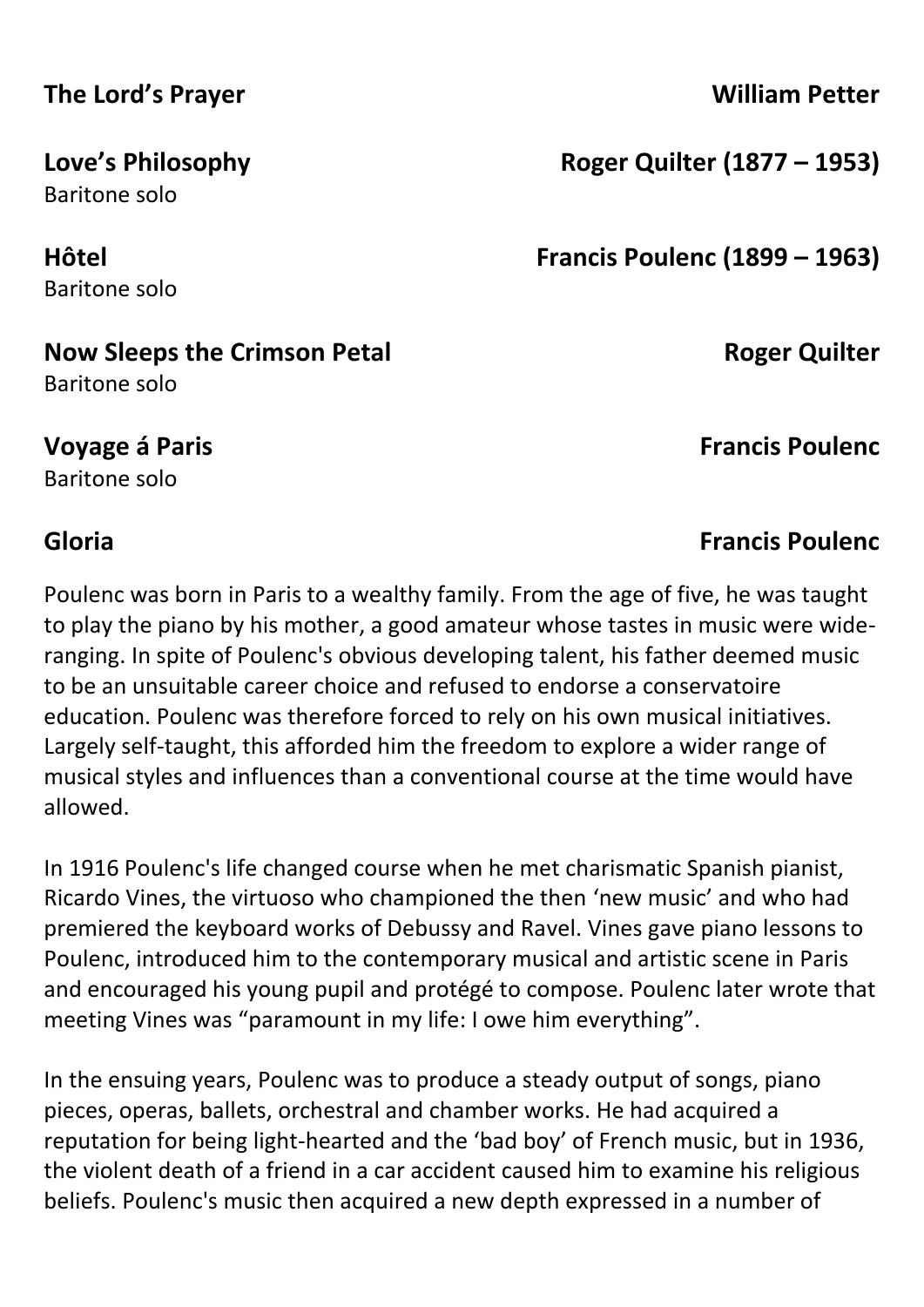**The Lord's Prayer** — **William Petter**

**Love's Philosophy** — **Roger Quilter (1877 – 1953)**
Baritone solo

**Hôtel** — **Francis Poulenc (1899 – 1963)**
Baritone solo

**Now Sleeps the Crimson Petal** — **Roger Quilter**
Baritone solo

**Voyage á Paris** — **Francis Poulenc**
Baritone solo

**Gloria** — **Francis Poulenc**

Poulenc was born in Paris to a wealthy family. From the age of five, he was taught to play the piano by his mother, a good amateur whose tastes in music were wide-ranging. In spite of Poulenc's obvious developing talent, his father deemed music to be an unsuitable career choice and refused to endorse a conservatoire education. Poulenc was therefore forced to rely on his own musical initiatives. Largely self-taught, this afforded him the freedom to explore a wider range of musical styles and influences than a conventional course at the time would have allowed.

In 1916 Poulenc's life changed course when he met charismatic Spanish pianist, Ricardo Vines, the virtuoso who championed the then 'new music' and who had premiered the keyboard works of Debussy and Ravel. Vines gave piano lessons to Poulenc, introduced him to the contemporary musical and artistic scene in Paris and encouraged his young pupil and protégé to compose. Poulenc later wrote that meeting Vines was "paramount in my life: I owe him everything".

In the ensuing years, Poulenc was to produce a steady output of songs, piano pieces, operas, ballets, orchestral and chamber works. He had acquired a reputation for being light-hearted and the 'bad boy' of French music, but in 1936, the violent death of a friend in a car accident caused him to examine his religious beliefs. Poulenc's music then acquired a new depth expressed in a number of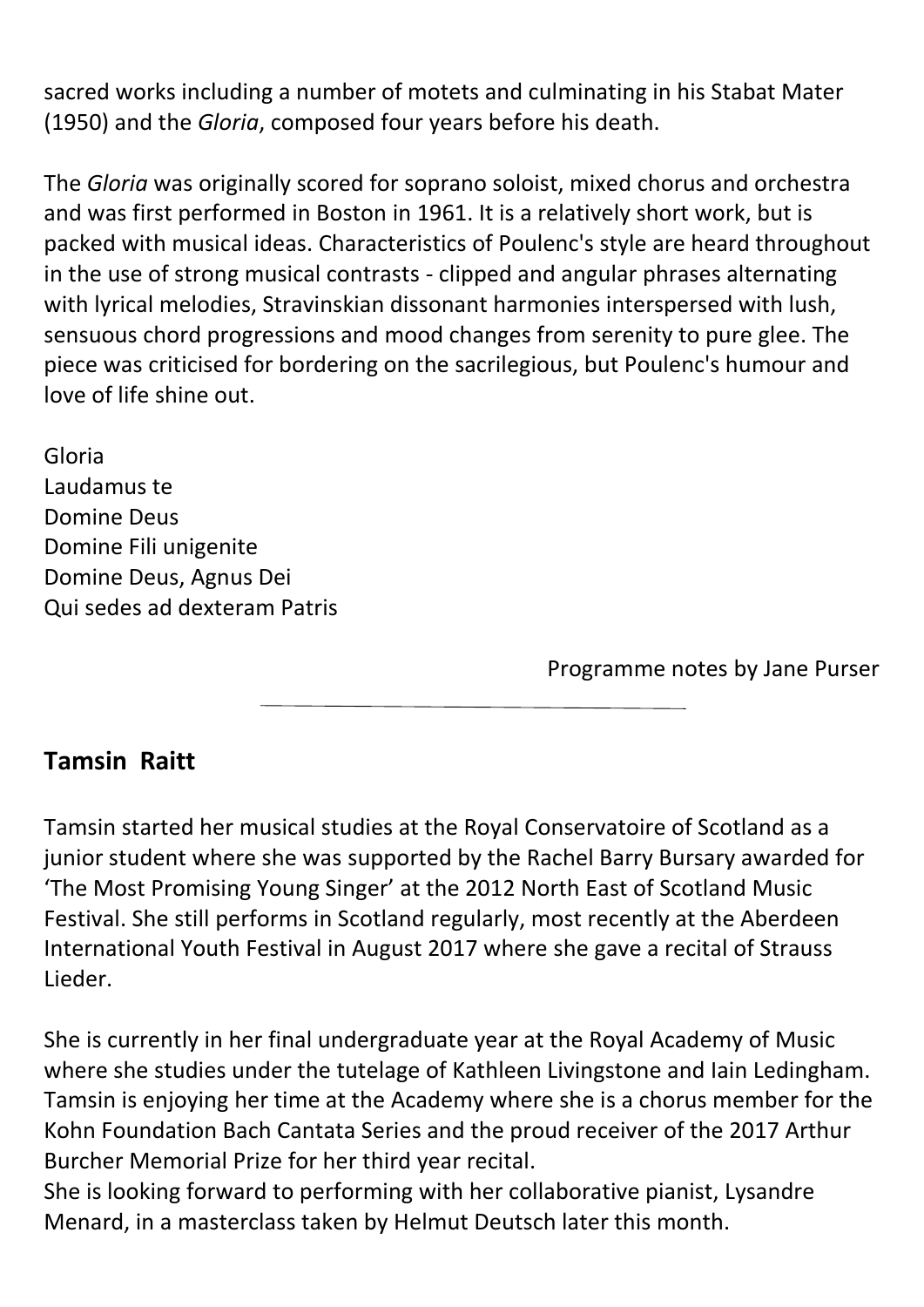sacred works including a number of motets and culminating in his Stabat Mater (1950) and the *Gloria*, composed four years before his death.

The *Gloria* was originally scored for soprano soloist, mixed chorus and orchestra and was first performed in Boston in 1961. It is a relatively short work, but is packed with musical ideas. Characteristics of Poulenc's style are heard throughout in the use of strong musical contrasts - clipped and angular phrases alternating with lyrical melodies, Stravinskian dissonant harmonies interspersed with lush, sensuous chord progressions and mood changes from serenity to pure glee. The piece was criticised for bordering on the sacrilegious, but Poulenc's humour and love of life shine out.

Gloria
Laudamus te
Domine Deus
Domine Fili unigenite
Domine Deus, Agnus Dei
Qui sedes ad dexteram Patris

Programme notes by Jane Purser

---

## Tamsin Raitt

Tamsin started her musical studies at the Royal Conservatoire of Scotland as a junior student where she was supported by the Rachel Barry Bursary awarded for 'The Most Promising Young Singer' at the 2012 North East of Scotland Music Festival. She still performs in Scotland regularly, most recently at the Aberdeen International Youth Festival in August 2017 where she gave a recital of Strauss Lieder.

She is currently in her final undergraduate year at the Royal Academy of Music where she studies under the tutelage of Kathleen Livingstone and Iain Ledingham. Tamsin is enjoying her time at the Academy where she is a chorus member for the Kohn Foundation Bach Cantata Series and the proud receiver of the 2017 Arthur Burcher Memorial Prize for her third year recital.
She is looking forward to performing with her collaborative pianist, Lysandre Menard, in a masterclass taken by Helmut Deutsch later this month.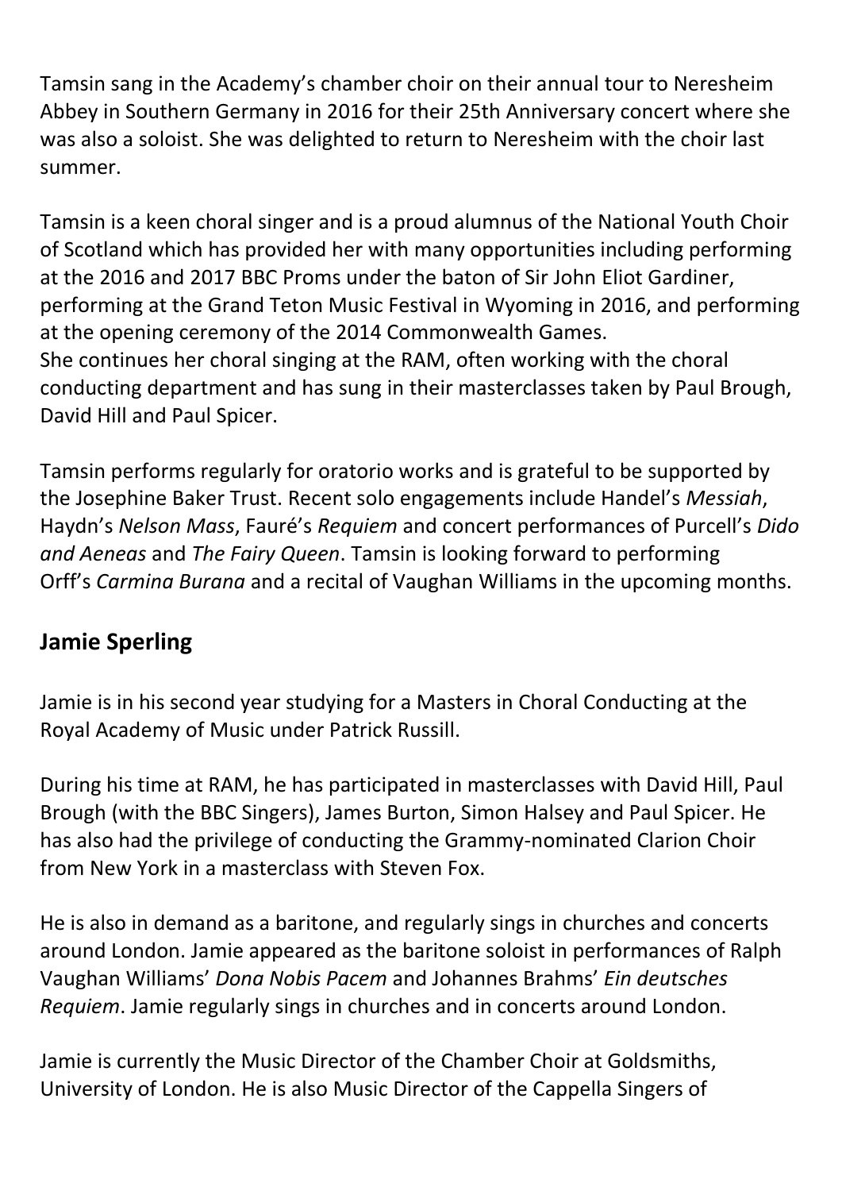Tamsin sang in the Academy's chamber choir on their annual tour to Neresheim Abbey in Southern Germany in 2016 for their 25th Anniversary concert where she was also a soloist. She was delighted to return to Neresheim with the choir last summer.

Tamsin is a keen choral singer and is a proud alumnus of the National Youth Choir of Scotland which has provided her with many opportunities including performing at the 2016 and 2017 BBC Proms under the baton of Sir John Eliot Gardiner, performing at the Grand Teton Music Festival in Wyoming in 2016, and performing at the opening ceremony of the 2014 Commonwealth Games.
She continues her choral singing at the RAM, often working with the choral conducting department and has sung in their masterclasses taken by Paul Brough, David Hill and Paul Spicer.

Tamsin performs regularly for oratorio works and is grateful to be supported by the Josephine Baker Trust. Recent solo engagements include Handel's *Messiah*, Haydn's *Nelson Mass*, Fauré's *Requiem* and concert performances of Purcell's *Dido and Aeneas* and *The Fairy Queen*. Tamsin is looking forward to performing Orff's *Carmina Burana* and a recital of Vaughan Williams in the upcoming months.

## Jamie Sperling

Jamie is in his second year studying for a Masters in Choral Conducting at the Royal Academy of Music under Patrick Russill.

During his time at RAM, he has participated in masterclasses with David Hill, Paul Brough (with the BBC Singers), James Burton, Simon Halsey and Paul Spicer. He has also had the privilege of conducting the Grammy-nominated Clarion Choir from New York in a masterclass with Steven Fox.

He is also in demand as a baritone, and regularly sings in churches and concerts around London. Jamie appeared as the baritone soloist in performances of Ralph Vaughan Williams' *Dona Nobis Pacem* and Johannes Brahms' *Ein deutsches Requiem*. Jamie regularly sings in churches and in concerts around London.

Jamie is currently the Music Director of the Chamber Choir at Goldsmiths, University of London. He is also Music Director of the Cappella Singers of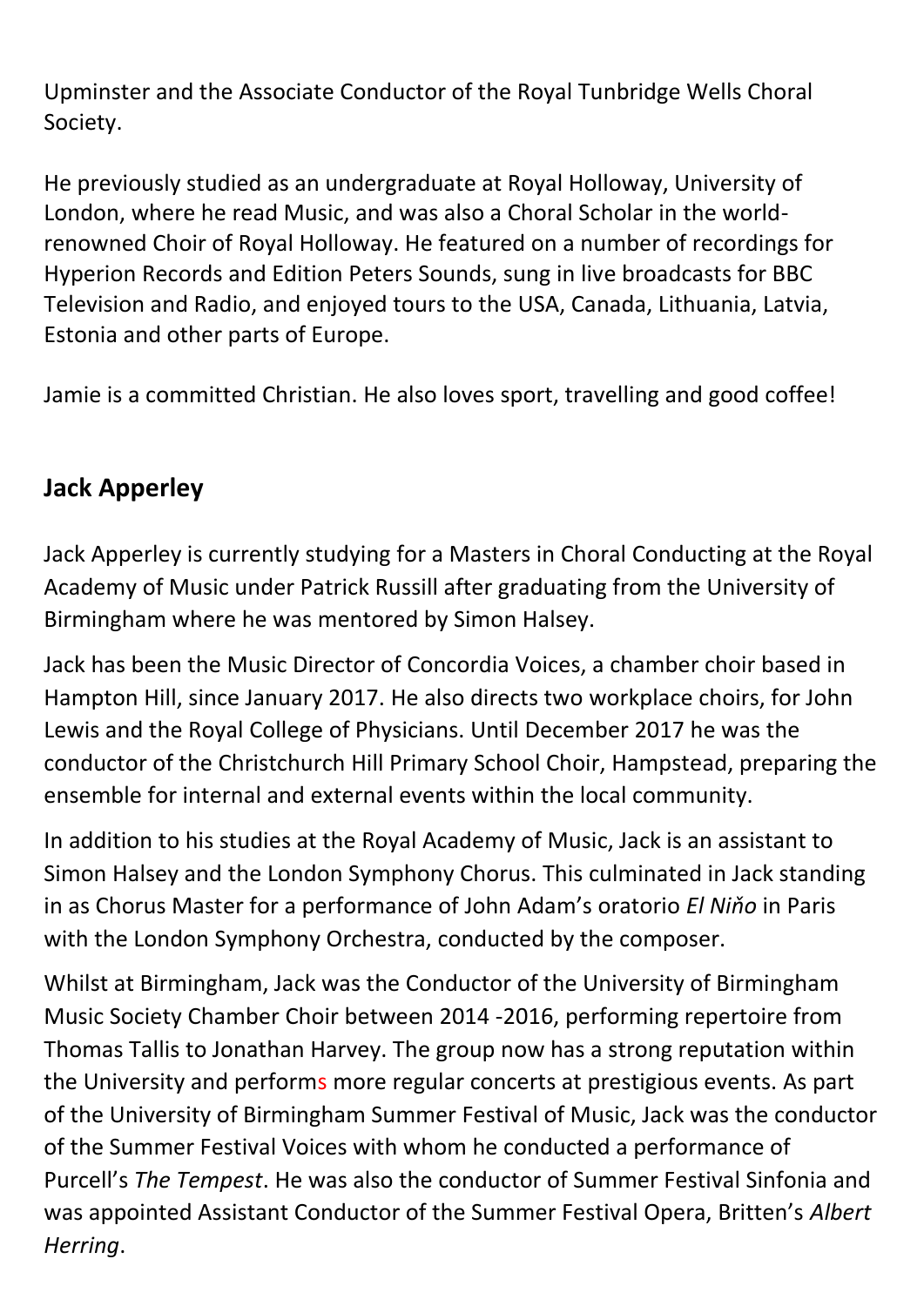Upminster and the Associate Conductor of the Royal Tunbridge Wells Choral Society.

He previously studied as an undergraduate at Royal Holloway, University of London, where he read Music, and was also a Choral Scholar in the world-renowned Choir of Royal Holloway. He featured on a number of recordings for Hyperion Records and Edition Peters Sounds, sung in live broadcasts for BBC Television and Radio, and enjoyed tours to the USA, Canada, Lithuania, Latvia, Estonia and other parts of Europe.

Jamie is a committed Christian. He also loves sport, travelling and good coffee!

## Jack Apperley

Jack Apperley is currently studying for a Masters in Choral Conducting at the Royal Academy of Music under Patrick Russill after graduating from the University of Birmingham where he was mentored by Simon Halsey.

Jack has been the Music Director of Concordia Voices, a chamber choir based in Hampton Hill, since January 2017. He also directs two workplace choirs, for John Lewis and the Royal College of Physicians. Until December 2017 he was the conductor of the Christchurch Hill Primary School Choir, Hampstead, preparing the ensemble for internal and external events within the local community.

In addition to his studies at the Royal Academy of Music, Jack is an assistant to Simon Halsey and the London Symphony Chorus. This culminated in Jack standing in as Chorus Master for a performance of John Adam's oratorio *El Niňo* in Paris with the London Symphony Orchestra, conducted by the composer.

Whilst at Birmingham, Jack was the Conductor of the University of Birmingham Music Society Chamber Choir between 2014 -2016, performing repertoire from Thomas Tallis to Jonathan Harvey. The group now has a strong reputation within the University and performs more regular concerts at prestigious events. As part of the University of Birmingham Summer Festival of Music, Jack was the conductor of the Summer Festival Voices with whom he conducted a performance of Purcell's *The Tempest*. He was also the conductor of Summer Festival Sinfonia and was appointed Assistant Conductor of the Summer Festival Opera, Britten's *Albert Herring*.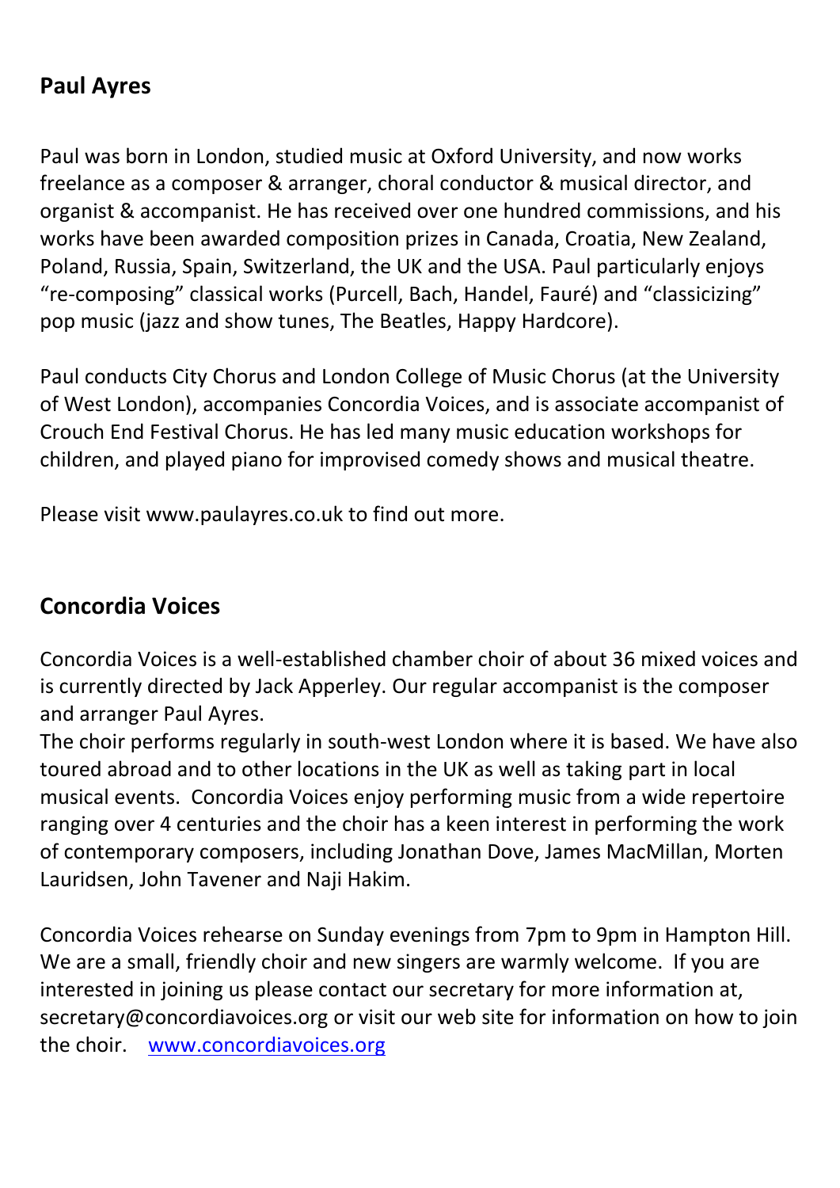## Paul Ayres

Paul was born in London, studied music at Oxford University, and now works freelance as a composer & arranger, choral conductor & musical director, and organist & accompanist. He has received over one hundred commissions, and his works have been awarded composition prizes in Canada, Croatia, New Zealand, Poland, Russia, Spain, Switzerland, the UK and the USA. Paul particularly enjoys "re-composing" classical works (Purcell, Bach, Handel, Fauré) and "classicizing" pop music (jazz and show tunes, The Beatles, Happy Hardcore).

Paul conducts City Chorus and London College of Music Chorus (at the University of West London), accompanies Concordia Voices, and is associate accompanist of Crouch End Festival Chorus. He has led many music education workshops for children, and played piano for improvised comedy shows and musical theatre.

Please visit www.paulayres.co.uk to find out more.

## Concordia Voices

Concordia Voices is a well-established chamber choir of about 36 mixed voices and is currently directed by Jack Apperley. Our regular accompanist is the composer and arranger Paul Ayres.

The choir performs regularly in south-west London where it is based. We have also toured abroad and to other locations in the UK as well as taking part in local musical events. Concordia Voices enjoy performing music from a wide repertoire ranging over 4 centuries and the choir has a keen interest in performing the work of contemporary composers, including Jonathan Dove, James MacMillan, Morten Lauridsen, John Tavener and Naji Hakim.

Concordia Voices rehearse on Sunday evenings from 7pm to 9pm in Hampton Hill. We are a small, friendly choir and new singers are warmly welcome. If you are interested in joining us please contact our secretary for more information at, secretary@concordiavoices.org or visit our web site for information on how to join the choir. [www.concordiavoices.org](http://www.concordiavoices.org)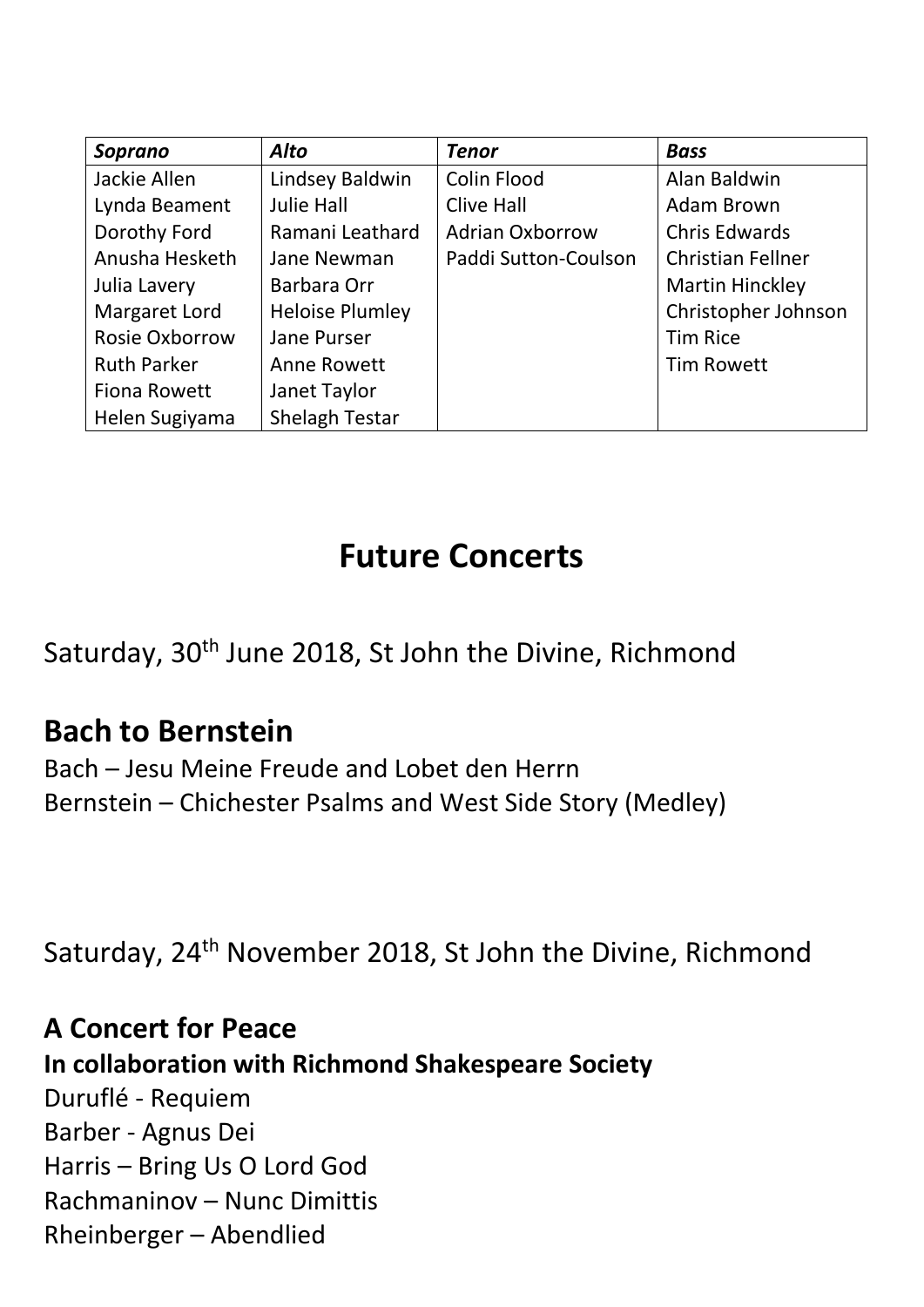| *Soprano* | *Alto* | *Tenor* | *Bass* |
|---|---|---|---|
| Jackie Allen | Lindsey Baldwin | Colin Flood | Alan Baldwin |
| Lynda Beament | Julie Hall | Clive Hall | Adam Brown |
| Dorothy Ford | Ramani Leathard | Adrian Oxborrow | Chris Edwards |
| Anusha Hesketh | Jane Newman | Paddi Sutton-Coulson | Christian Fellner |
| Julia Lavery | Barbara Orr | | Martin Hinckley |
| Margaret Lord | Heloise Plumley | | Christopher Johnson |
| Rosie Oxborrow | Jane Purser | | Tim Rice |
| Ruth Parker | Anne Rowett | | Tim Rowett |
| Fiona Rowett | Janet Taylor | | |
| Helen Sugiyama | Shelagh Testar | | |

# Future Concerts

Saturday, 30th June 2018, St John the Divine, Richmond

## Bach to Bernstein

Bach – Jesu Meine Freude and Lobet den Herrn
Bernstein – Chichester Psalms and West Side Story (Medley)

Saturday, 24th November 2018, St John the Divine, Richmond

## A Concert for Peace

**In collaboration with Richmond Shakespeare Society**

Duruflé - Requiem
Barber - Agnus Dei
Harris – Bring Us O Lord God
Rachmaninov – Nunc Dimittis
Rheinberger – Abendlied